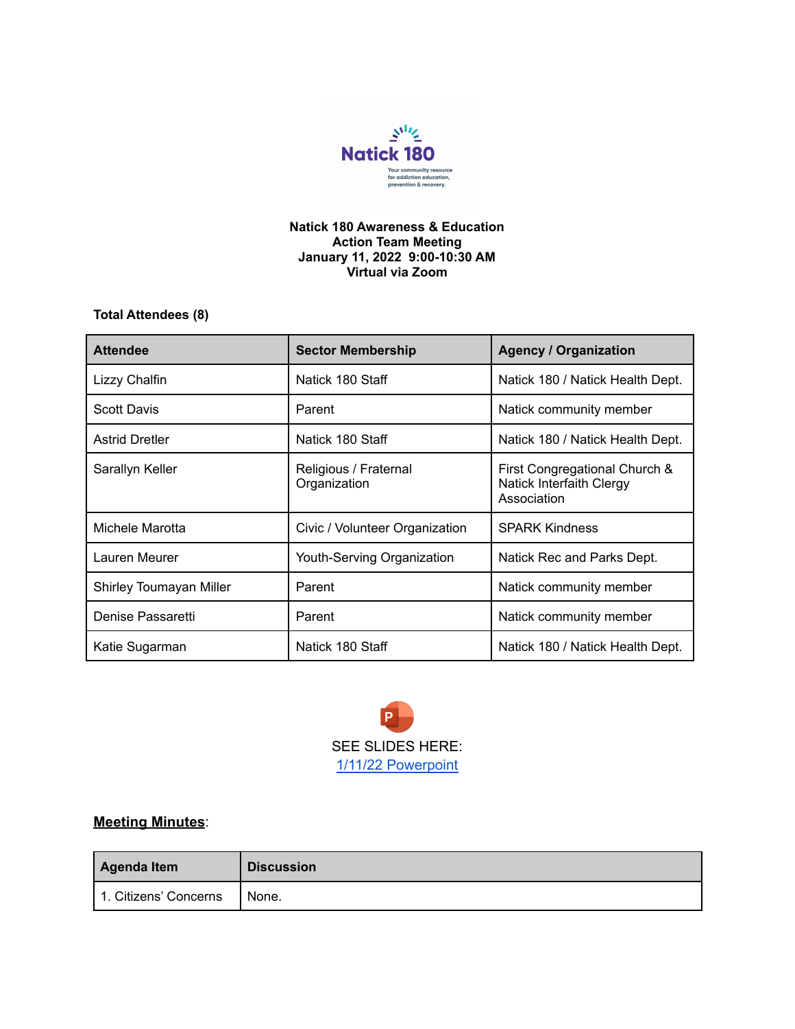Natick 180

Your community resource for addiction education, prevention & recovery.

**Natick 180 Awareness & Education Action Team Meeting**
**January 11, 2022 9:00-10:30 AM**
**Virtual via Zoom**

**Total Attendees (8)**

| Attendee | Sector Membership | Agency / Organization |
| --- | --- | --- |
| Lizzy Chalfin | Natick 180 Staff | Natick 180 / Natick Health Dept. |
| Scott Davis | Parent | Natick community member |
| Astrid Dretler | Natick 180 Staff | Natick 180 / Natick Health Dept. |
| Sarallyn Keller | Religious / Fraternal Organization | First Congregational Church & Natick Interfaith Clergy Association |
| Michele Marotta | Civic / Volunteer Organization | SPARK Kindness |
| Lauren Meurer | Youth-Serving Organization | Natick Rec and Parks Dept. |
| Shirley Toumayan Miller | Parent | Natick community member |
| Denise Passaretti | Parent | Natick community member |
| Katie Sugarman | Natick 180 Staff | Natick 180 / Natick Health Dept. |

SEE SLIDES HERE:
1/11/22 Powerpoint

**Meeting Minutes**:

| Agenda Item | Discussion |
| --- | --- |
| 1. Citizens' Concerns | None. |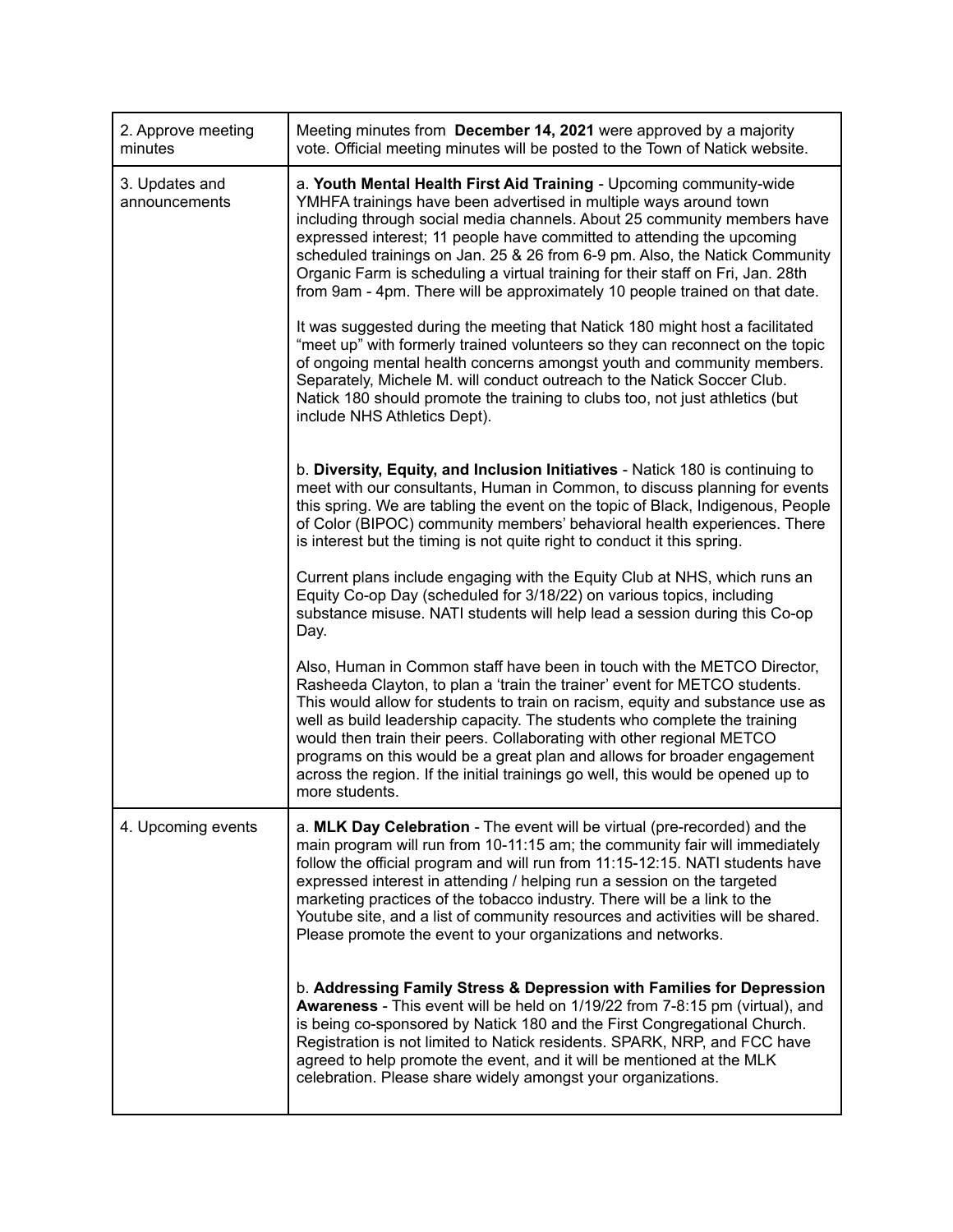| | |
|---|---|
| 2. Approve meeting minutes | Meeting minutes from **December 14, 2021** were approved by a majority vote. Official meeting minutes will be posted to the Town of Natick website. |
| 3. Updates and announcements | a. **Youth Mental Health First Aid Training** - Upcoming community-wide YMHFA trainings have been advertised in multiple ways around town including through social media channels. About 25 community members have expressed interest; 11 people have committed to attending the upcoming scheduled trainings on Jan. 25 & 26 from 6-9 pm. Also, the Natick Community Organic Farm is scheduling a virtual training for their staff on Fri, Jan. 28th from 9am - 4pm. There will be approximately 10 people trained on that date.<br><br>It was suggested during the meeting that Natick 180 might host a facilitated "meet up" with formerly trained volunteers so they can reconnect on the topic of ongoing mental health concerns amongst youth and community members. Separately, Michele M. will conduct outreach to the Natick Soccer Club. Natick 180 should promote the training to clubs too, not just athletics (but include NHS Athletics Dept).<br><br>b. **Diversity, Equity, and Inclusion Initiatives** - Natick 180 is continuing to meet with our consultants, Human in Common, to discuss planning for events this spring. We are tabling the event on the topic of Black, Indigenous, People of Color (BIPOC) community members' behavioral health experiences. There is interest but the timing is not quite right to conduct it this spring.<br><br>Current plans include engaging with the Equity Club at NHS, which runs an Equity Co-op Day (scheduled for 3/18/22) on various topics, including substance misuse. NATI students will help lead a session during this Co-op Day.<br><br>Also, Human in Common staff have been in touch with the METCO Director, Rasheeda Clayton, to plan a 'train the trainer' event for METCO students. This would allow for students to train on racism, equity and substance use as well as build leadership capacity. The students who complete the training would then train their peers. Collaborating with other regional METCO programs on this would be a great plan and allows for broader engagement across the region. If the initial trainings go well, this would be opened up to more students. |
| 4. Upcoming events | a. **MLK Day Celebration** - The event will be virtual (pre-recorded) and the main program will run from 10-11:15 am; the community fair will immediately follow the official program and will run from 11:15-12:15. NATI students have expressed interest in attending / helping run a session on the targeted marketing practices of the tobacco industry. There will be a link to the Youtube site, and a list of community resources and activities will be shared. Please promote the event to your organizations and networks.<br><br>b. **Addressing Family Stress & Depression with Families for Depression Awareness** - This event will be held on 1/19/22 from 7-8:15 pm (virtual), and is being co-sponsored by Natick 180 and the First Congregational Church. Registration is not limited to Natick residents. SPARK, NRP, and FCC have agreed to help promote the event, and it will be mentioned at the MLK celebration. Please share widely amongst your organizations. |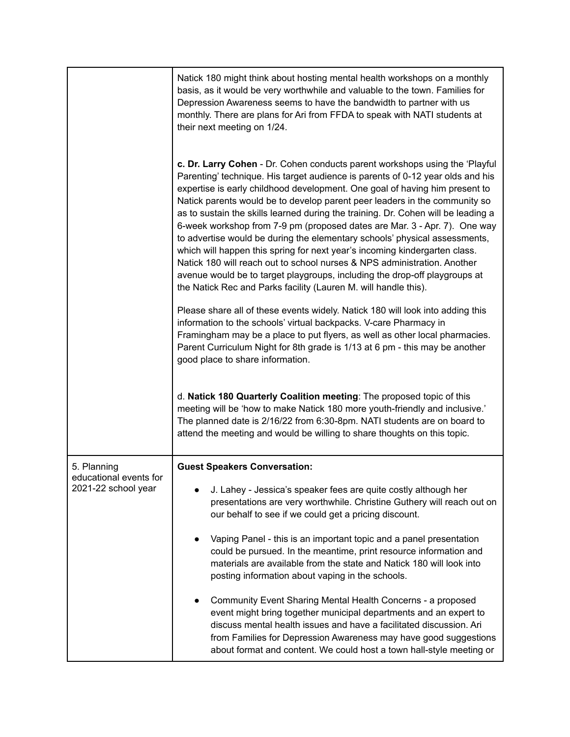| | |
|---|---|
| | Natick 180 might think about hosting mental health workshops on a monthly basis, as it would be very worthwhile and valuable to the town. Families for Depression Awareness seems to have the bandwidth to partner with us monthly. There are plans for Ari from FFDA to speak with NATI students at their next meeting on 1/24.<br><br>**c. Dr. Larry Cohen** - Dr. Cohen conducts parent workshops using the 'Playful Parenting' technique. His target audience is parents of 0-12 year olds and his expertise is early childhood development. One goal of having him present to Natick parents would be to develop parent peer leaders in the community so as to sustain the skills learned during the training. Dr. Cohen will be leading a 6-week workshop from 7-9 pm (proposed dates are Mar. 3 - Apr. 7). One way to advertise would be during the elementary schools' physical assessments, which will happen this spring for next year's incoming kindergarten class. Natick 180 will reach out to school nurses & NPS administration. Another avenue would be to target playgroups, including the drop-off playgroups at the Natick Rec and Parks facility (Lauren M. will handle this).<br><br>Please share all of these events widely. Natick 180 will look into adding this information to the schools' virtual backpacks. V-care Pharmacy in Framingham may be a place to put flyers, as well as other local pharmacies. Parent Curriculum Night for 8th grade is 1/13 at 6 pm - this may be another good place to share information.<br><br>d. **Natick 180 Quarterly Coalition meeting**: The proposed topic of this meeting will be 'how to make Natick 180 more youth-friendly and inclusive.' The planned date is 2/16/22 from 6:30-8pm. NATI students are on board to attend the meeting and would be willing to share thoughts on this topic. |
| 5. Planning educational events for 2021-22 school year | **Guest Speakers Conversation:**<br><br>• J. Lahey - Jessica's speaker fees are quite costly although her presentations are very worthwhile. Christine Guthery will reach out on our behalf to see if we could get a pricing discount.<br><br>• Vaping Panel - this is an important topic and a panel presentation could be pursued. In the meantime, print resource information and materials are available from the state and Natick 180 will look into posting information about vaping in the schools.<br><br>• Community Event Sharing Mental Health Concerns - a proposed event might bring together municipal departments and an expert to discuss mental health issues and have a facilitated discussion. Ari from Families for Depression Awareness may have good suggestions about format and content. We could host a town hall-style meeting or |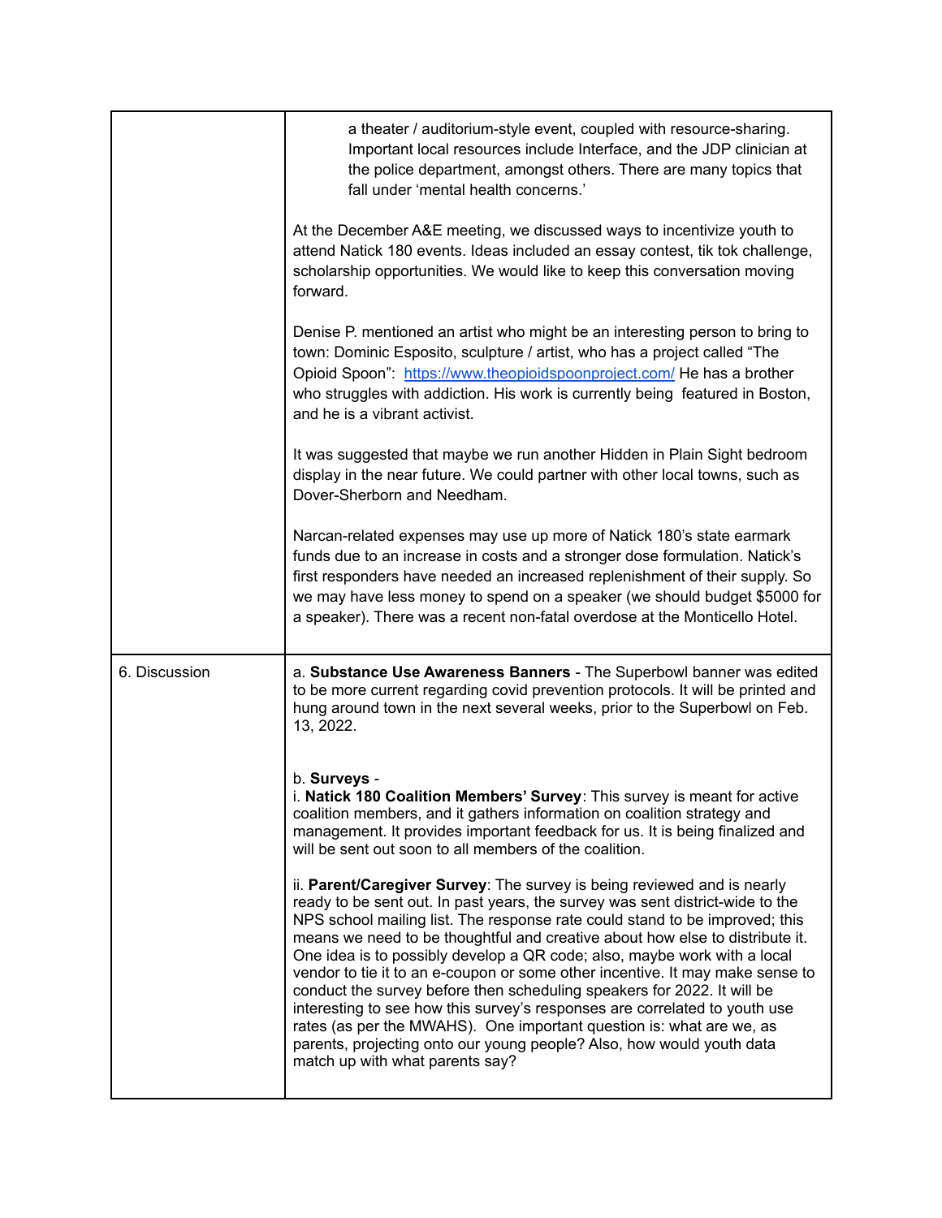| | |
|---|---|
| | a theater / auditorium-style event, coupled with resource-sharing. Important local resources include Interface, and the JDP clinician at the police department, amongst others. There are many topics that fall under 'mental health concerns.'<br><br>At the December A&E meeting, we discussed ways to incentivize youth to attend Natick 180 events. Ideas included an essay contest, tik tok challenge, scholarship opportunities. We would like to keep this conversation moving forward.<br><br>Denise P. mentioned an artist who might be an interesting person to bring to town: Dominic Esposito, sculpture / artist, who has a project called "The Opioid Spoon": [https://www.theopioidspoonproject.com/](https://www.theopioidspoonproject.com/) He has a brother who struggles with addiction. His work is currently being featured in Boston, and he is a vibrant activist.<br><br>It was suggested that maybe we run another Hidden in Plain Sight bedroom display in the near future. We could partner with other local towns, such as Dover-Sherborn and Needham.<br><br>Narcan-related expenses may use up more of Natick 180's state earmark funds due to an increase in costs and a stronger dose formulation. Natick's first responders have needed an increased replenishment of their supply. So we may have less money to spend on a speaker (we should budget $5000 for a speaker). There was a recent non-fatal overdose at the Monticello Hotel. |
| 6. Discussion | a. **Substance Use Awareness Banners** - The Superbowl banner was edited to be more current regarding covid prevention protocols. It will be printed and hung around town in the next several weeks, prior to the Superbowl on Feb. 13, 2022.<br><br>b. **Surveys** -<br>i. **Natick 180 Coalition Members' Survey**: This survey is meant for active coalition members, and it gathers information on coalition strategy and management. It provides important feedback for us. It is being finalized and will be sent out soon to all members of the coalition.<br><br>ii. **Parent/Caregiver Survey**: The survey is being reviewed and is nearly ready to be sent out. In past years, the survey was sent district-wide to the NPS school mailing list. The response rate could stand to be improved; this means we need to be thoughtful and creative about how else to distribute it. One idea is to possibly develop a QR code; also, maybe work with a local vendor to tie it to an e-coupon or some other incentive. It may make sense to conduct the survey before then scheduling speakers for 2022. It will be interesting to see how this survey's responses are correlated to youth use rates (as per the MWAHS). One important question is: what are we, as parents, projecting onto our young people? Also, how would youth data match up with what parents say? |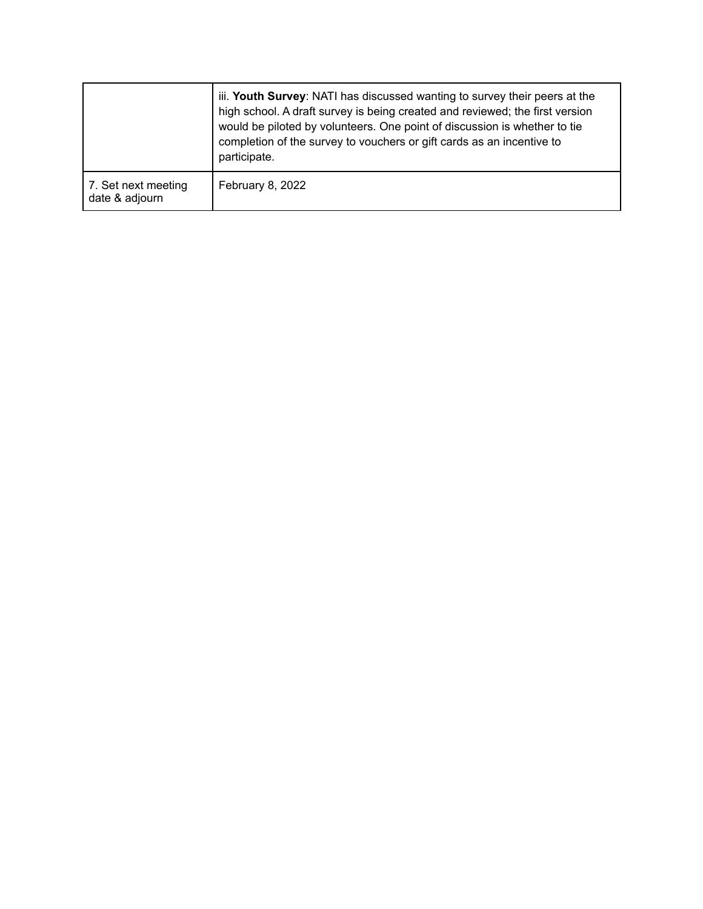| | |
|---|---|
| | iii. **Youth Survey**: NATI has discussed wanting to survey their peers at the high school. A draft survey is being created and reviewed; the first version would be piloted by volunteers. One point of discussion is whether to tie completion of the survey to vouchers or gift cards as an incentive to participate. |
| 7. Set next meeting date & adjourn | February 8, 2022 |